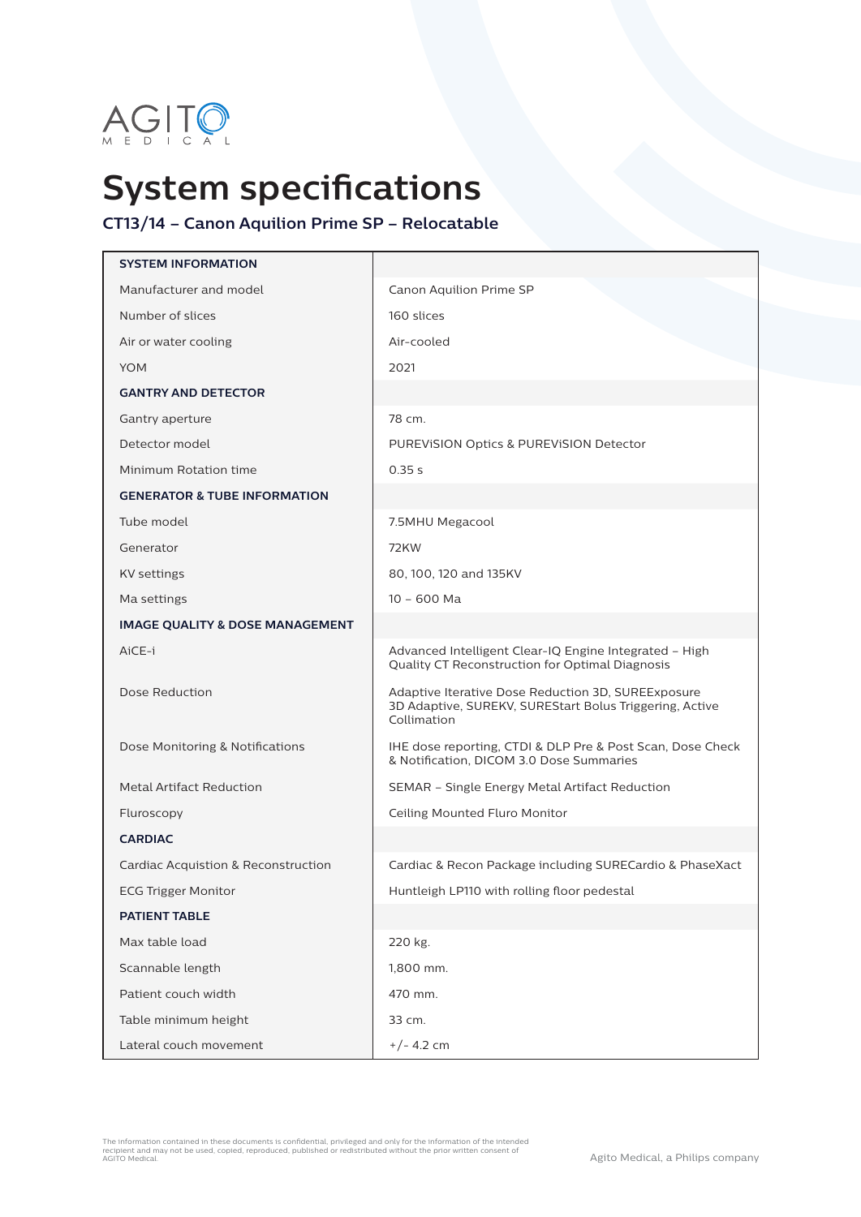AGITO MEDICAL

# System specifications

## CT13/14 – Canon Aquilion Prime SP – Relocatable

| **SYSTEM INFORMATION** | |
|---|---|
| Manufacturer and model | Canon Aquilion Prime SP |
| Number of slices | 160 slices |
| Air or water cooling | Air-cooled |
| YOM | 2021 |
| **GANTRY AND DETECTOR** | |
| Gantry aperture | 78 cm. |
| Detector model | PUREViSION Optics & PUREViSION Detector |
| Minimum Rotation time | 0.35 s |
| **GENERATOR & TUBE INFORMATION** | |
| Tube model | 7.5MHU Megacool |
| Generator | 72KW |
| KV settings | 80, 100, 120 and 135KV |
| Ma settings | 10 – 600 Ma |
| **IMAGE QUALITY & DOSE MANAGEMENT** | |
| AiCE-i | Advanced Intelligent Clear-IQ Engine Integrated – High Quality CT Reconstruction for Optimal Diagnosis |
| Dose Reduction | Adaptive Iterative Dose Reduction 3D, SUREExposure 3D Adaptive, SUREKV, SUREStart Bolus Triggering, Active Collimation |
| Dose Monitoring & Notifications | IHE dose reporting, CTDI & DLP Pre & Post Scan, Dose Check & Notification, DICOM 3.0 Dose Summaries |
| Metal Artifact Reduction | SEMAR – Single Energy Metal Artifact Reduction |
| Fluroscopy | Ceiling Mounted Fluro Monitor |
| **CARDIAC** | |
| Cardiac Acquistion & Reconstruction | Cardiac & Recon Package including SURECardio & PhaseXact |
| ECG Trigger Monitor | Huntleigh LP110 with rolling floor pedestal |
| **PATIENT TABLE** | |
| Max table load | 220 kg. |
| Scannable length | 1,800 mm. |
| Patient couch width | 470 mm. |
| Table minimum height | 33 cm. |
| Lateral couch movement | +/- 4.2 cm |

The information contained in these documents is confidential, privileged and only for the information of the intended recipient and may not be used, copied, reproduced, published or redistributed without the prior written consent of AGITO Medical.

Agito Medical, a Philips company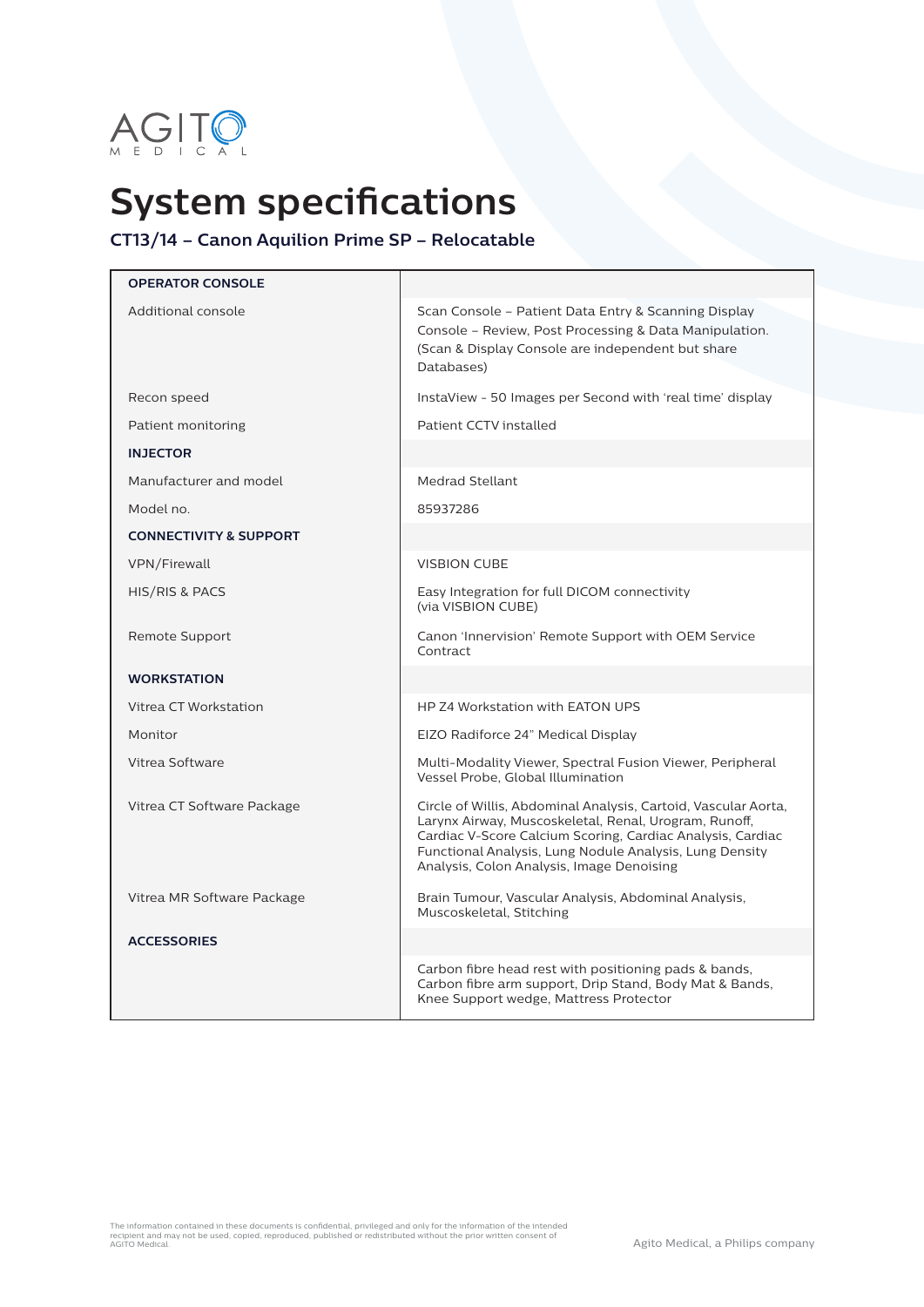AGITO MEDICAL

# System specifications

## CT13/14 – Canon Aquilion Prime SP – Relocatable

| | |
|---|---|
| **OPERATOR CONSOLE** | |
| Additional console | Scan Console – Patient Data Entry & Scanning Display Console – Review, Post Processing & Data Manipulation. (Scan & Display Console are independent but share Databases) |
| Recon speed | InstaView - 50 Images per Second with 'real time' display |
| Patient monitoring | Patient CCTV installed |
| **INJECTOR** | |
| Manufacturer and model | Medrad Stellant |
| Model no. | 85937286 |
| **CONNECTIVITY & SUPPORT** | |
| VPN/Firewall | VISBION CUBE |
| HIS/RIS & PACS | Easy Integration for full DICOM connectivity (via VISBION CUBE) |
| Remote Support | Canon 'Innervision' Remote Support with OEM Service Contract |
| **WORKSTATION** | |
| Vitrea CT Workstation | HP Z4 Workstation with EATON UPS |
| Monitor | EIZO Radiforce 24" Medical Display |
| Vitrea Software | Multi-Modality Viewer, Spectral Fusion Viewer, Peripheral Vessel Probe, Global Illumination |
| Vitrea CT Software Package | Circle of Willis, Abdominal Analysis, Cartoid, Vascular Aorta, Larynx Airway, Muscoskeletal, Renal, Urogram, Runoff, Cardiac V-Score Calcium Scoring, Cardiac Analysis, Cardiac Functional Analysis, Lung Nodule Analysis, Lung Density Analysis, Colon Analysis, Image Denoising |
| Vitrea MR Software Package | Brain Tumour, Vascular Analysis, Abdominal Analysis, Muscoskeletal, Stitching |
| **ACCESSORIES** | |
| | Carbon fibre head rest with positioning pads & bands, Carbon fibre arm support, Drip Stand, Body Mat & Bands, Knee Support wedge, Mattress Protector |

The information contained in these documents is confidential, privileged and only for the information of the intended recipient and may not be used, copied, reproduced, published or redistributed without the prior written consent of AGITO Medical.

Agito Medical, a Philips company